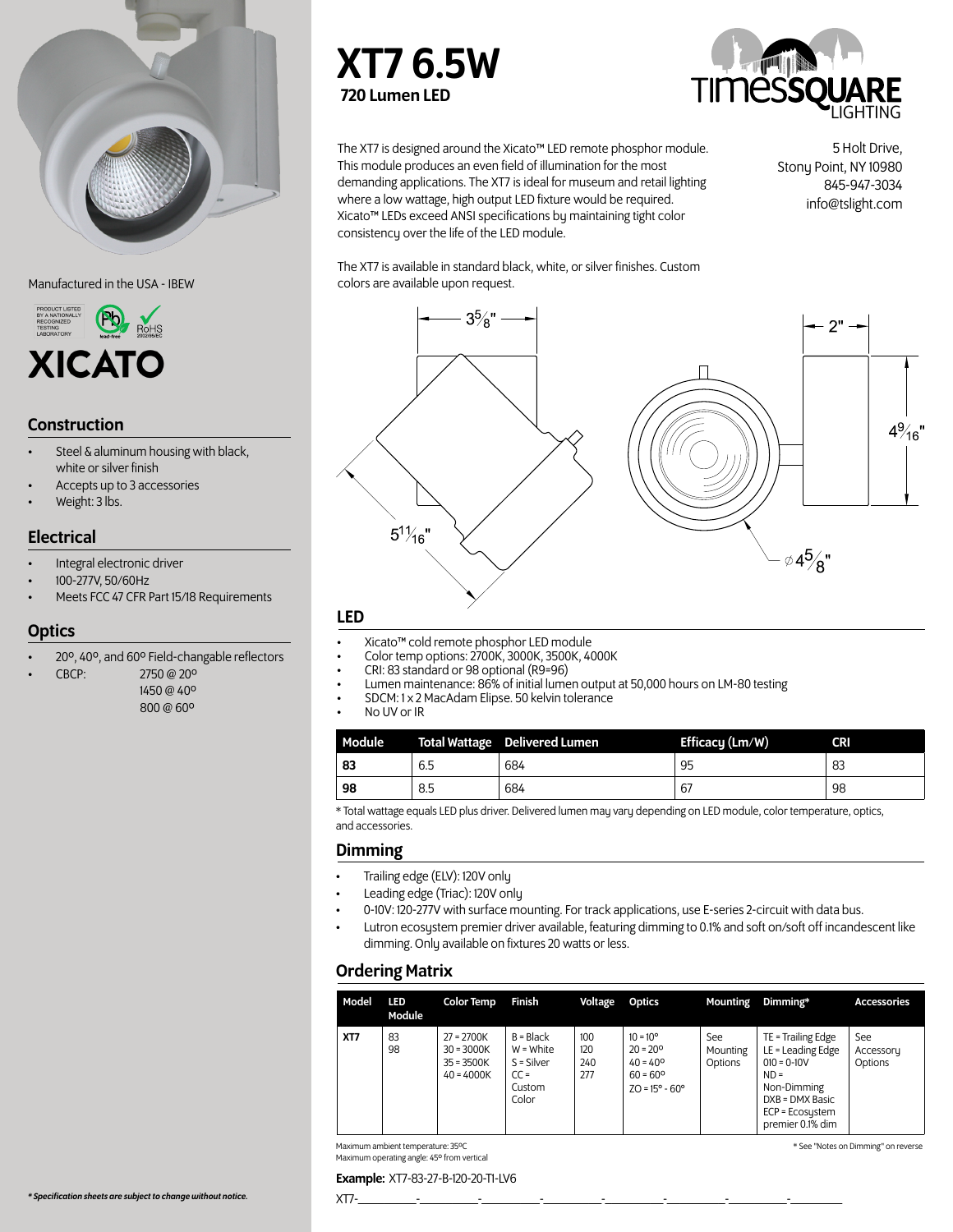# XT7 6.5W

**720 Lumen LED**

TIMES SQUARE LIGHTING

5 Holt Drive,
Stony Point, NY 10980
845-947-3034
info@tslight.com

The XT7 is designed around the Xicato™ LED remote phosphor module. This module produces an even field of illumination for the most demanding applications. The XT7 is ideal for museum and retail lighting where a low wattage, high output LED fixture would be required. Xicato™ LEDs exceed ANSI specifications by maintaining tight color consistency over the life of the LED module.

The XT7 is available in standard black, white, or silver finishes. Custom colors are available upon request.

Manufactured in the USA - IBEW

PRODUCT LISTED BY A NATIONALLY RECOGNIZED TESTING LABORATORY

lead-free RoHS 2002/95/EC

XICATO

3⅝" 2" 4⁹⁄₁₆" 5¹¹⁄₁₆" ⌀4⅝"

## Construction

- Steel & aluminum housing with black, white or silver finish
- Accepts up to 3 accessories
- Weight: 3 lbs.

## Electrical

- Integral electronic driver
- 100-277V, 50/60Hz
- Meets FCC 47 CFR Part 15/18 Requirements

## Optics

- 20º, 40º, and 60º Field-changable reflectors
- CBCP: 2750 @ 20º
  1450 @ 40º
  800 @ 60º

## LED

- Xicato™ cold remote phosphor LED module
- Color temp options: 2700K, 3000K, 3500K, 4000K
- CRI: 83 standard or 98 optional (R9=96)
- Lumen maintenance: 86% of initial lumen output at 50,000 hours on LM-80 testing
- SDCM: 1 x 2 MacAdam Elipse. 50 kelvin tolerance
- No UV or IR

| Module | Total Wattage | Delivered Lumen | Efficacy (Lm/W) | CRI |
|---|---|---|---|---|
| **83** | 6.5 | 684 | 95 | 83 |
| **98** | 8.5 | 684 | 67 | 98 |

* Total wattage equals LED plus driver. Delivered lumen may vary depending on LED module, color temperature, optics, and accessories.

## Dimming

- Trailing edge (ELV): 120V only
- Leading edge (Triac): 120V only
- 0-10V: 120-277V with surface mounting. For track applications, use E-series 2-circuit with data bus.
- Lutron ecosystem premier driver available, featuring dimming to 0.1% and soft on/soft off incandescent like dimming. Only available on fixtures 20 watts or less.

## Ordering Matrix

| Model | LED Module | Color Temp | Finish | Voltage | Optics | Mounting | Dimming* | Accessories |
|---|---|---|---|---|---|---|---|---|
| **XT7** | 83<br>98 | 27 = 2700K<br>30 = 3000K<br>35 = 3500K<br>40 = 4000K | B = Black<br>W = White<br>S = Silver<br>CC = Custom Color | 100<br>120<br>240<br>277 | 10 = 10º<br>20 = 20º<br>40 = 40º<br>60 = 60º<br>ZO = 15º - 60º | See Mounting Options | TE = Trailing Edge<br>LE = Leading Edge<br>010 = 0-10V<br>ND = Non-Dimming<br>DXB = DMX Basic<br>ECP = Ecosystem premier 0.1% dim | See Accessory Options |

Maximum ambient temperature: 35ºC
Maximum operating angle: 45º from vertical

* See "Notes on Dimming" on reverse

**Example:** XT7-83-27-B-120-20-T1-LV6

XT7-\_\_\_\_\_\_\_\_\_-\_\_\_\_\_\_\_\_\_-\_\_\_\_\_\_\_\_\_-\_\_\_\_\_\_\_\_\_-\_\_\_\_\_\_\_\_\_-\_\_\_\_\_\_\_\_\_-\_\_\_\_\_\_\_\_\_-\_\_\_\_\_\_\_\_\_

*\* Specification sheets are subject to change without notice.*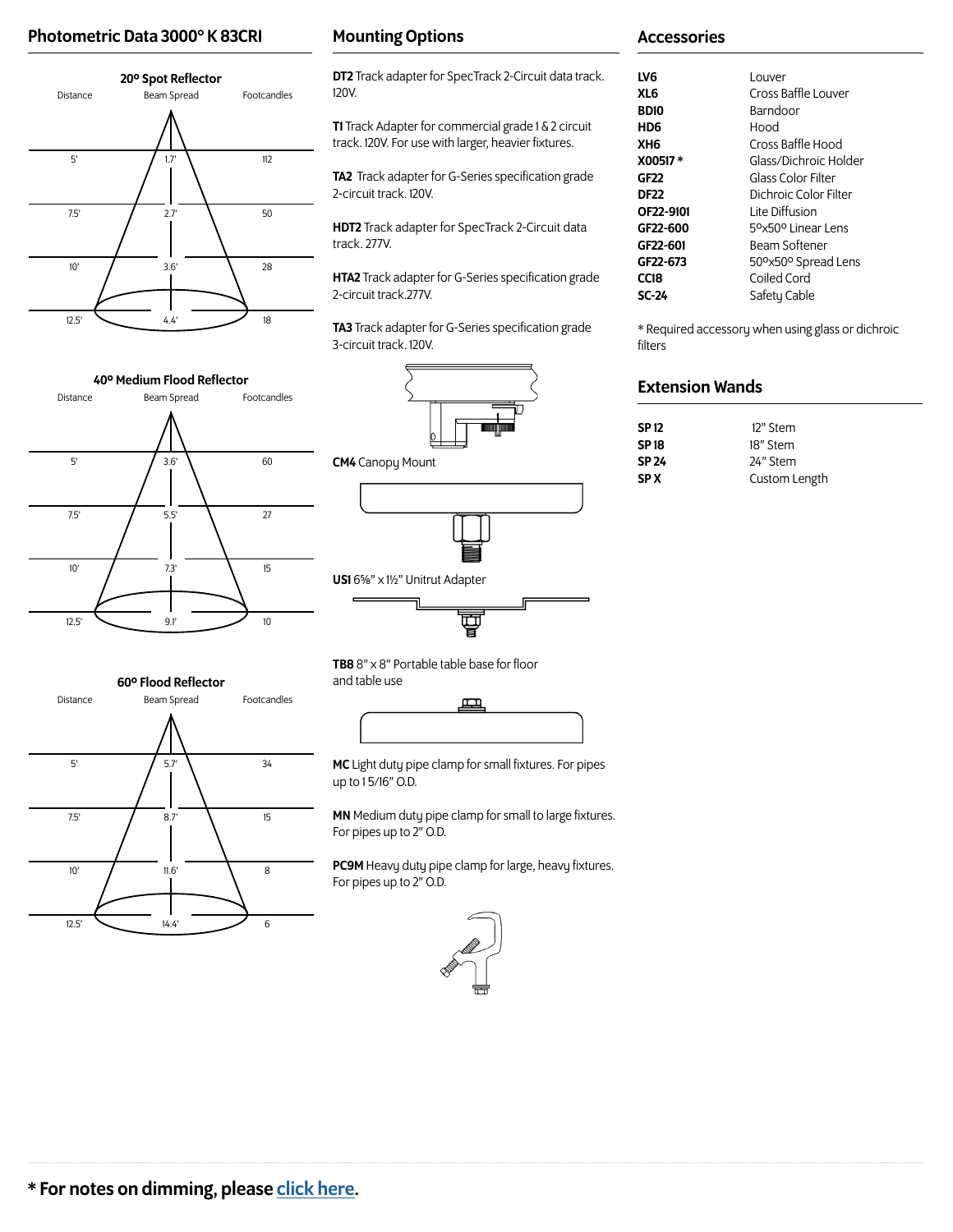## Photometric Data 3000° K 83CRI

### 20º Spot Reflector

Distance | Beam Spread | Footcandles

5' | 1.7' | 112

7.5' | 2.7' | 50

10' | 3.6' | 28

12.5' | 4.4' | 18

### 40º Medium Flood Reflector

Distance | Beam Spread | Footcandles

5' | 3.6' | 60

7.5' | 5.5' | 27

10' | 7.3' | 15

12.5' | 9.1' | 10

### 60º Flood Reflector

Distance | Beam Spread | Footcandles

5' | 5.7' | 34

7.5' | 8.7' | 15

10' | 11.6' | 8

12.5' | 14.4' | 6

## Mounting Options

**DT2** Track adapter for SpecTrack 2-Circuit data track. 120V.

**T1** Track Adapter for commercial grade 1 & 2 circuit track. 120V. For use with larger, heavier fixtures.

**TA2** Track adapter for G-Series specification grade 2-circuit track. 120V.

**HDT2** Track adapter for SpecTrack 2-Circuit data track. 277V.

**HTA2** Track adapter for G-Series specification grade 2-circuit track.277V.

**TA3** Track adapter for G-Series specification grade 3-circuit track. 120V.

**CM4** Canopy Mount

**US1** 6⅝" x 1½" Unitrut Adapter

**TB8** 8" x 8" Portable table base for floor and table use

**MC** Light duty pipe clamp for small fixtures. For pipes up to 1 5/16" O.D.

**MN** Medium duty pipe clamp for small to large fixtures. For pipes up to 2" O.D.

**PC9M** Heavy duty pipe clamp for large, heavy fixtures. For pipes up to 2" O.D.

## Accessories

| | |
|---|---|
| **LV6** | Louver |
| **XL6** | Cross Baffle Louver |
| **BD10** | Barndoor |
| **HD6** | Hood |
| **XH6** | Cross Baffle Hood |
| **X00517 *** | Glass/Dichroic Holder |
| **GF22** | Glass Color Filter |
| **DF22** | Dichroic Color Filter |
| **OF22-9101** | Lite Diffusion |
| **GF22-600** | 5ºx50º Linear Lens |
| **GF22-601** | Beam Softener |
| **GF22-673** | 50ºx50º Spread Lens |
| **CC18** | Coiled Cord |
| **SC-24** | Safety Cable |

* Required accessory when using glass or dichroic filters

## Extension Wands

| | |
|---|---|
| **SP 12** | 12" Stem |
| **SP 18** | 18" Stem |
| **SP 24** | 24" Stem |
| **SP X** | Custom Length |

**\* For notes on dimming, please click here.**